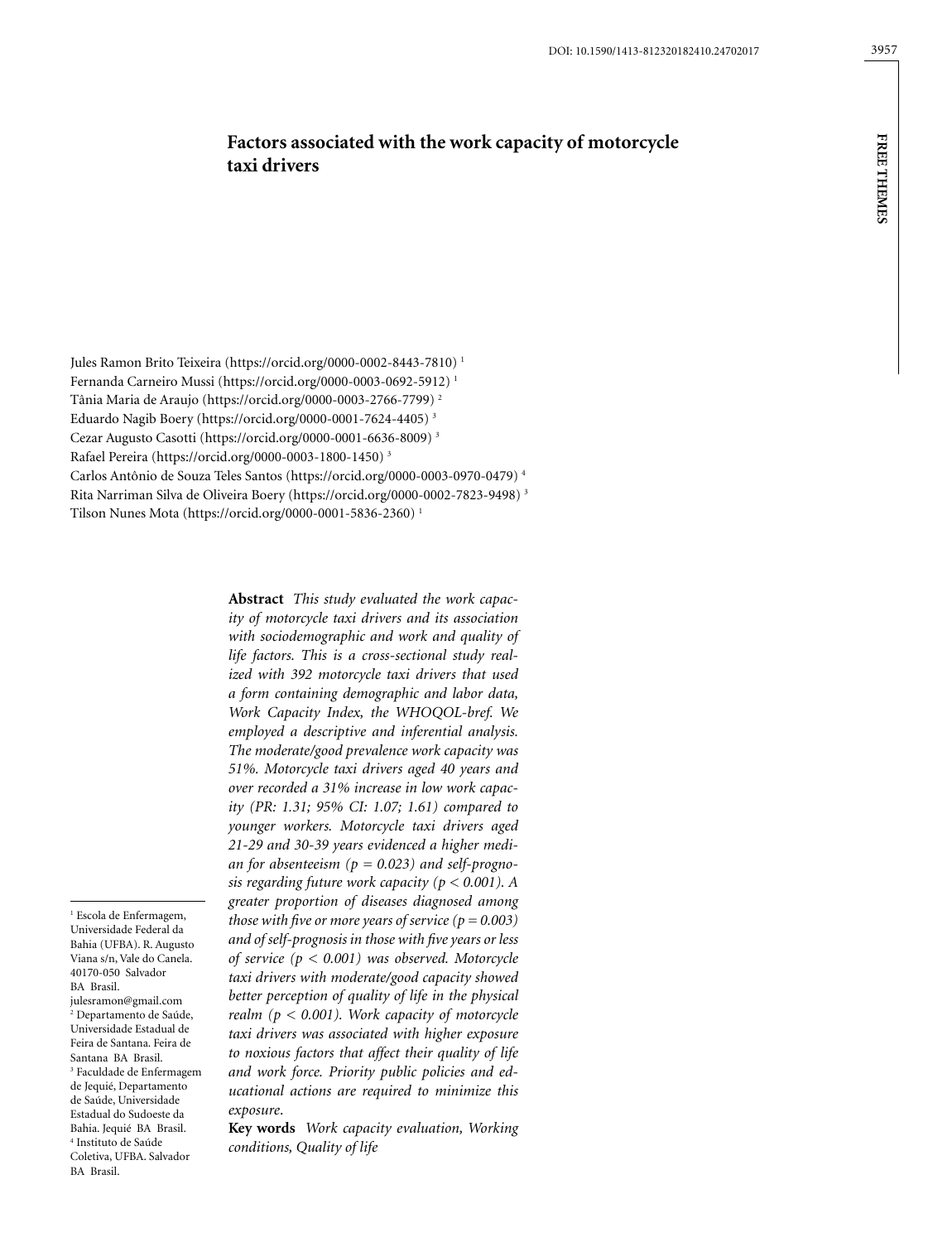# Factors associated with the work capacity of motorcycle taxi drivers

Jules Ramon Brito Teixeira (https://orcid.org/0000-0002-8443-7810) [1]
Fernanda Carneiro Mussi (https://orcid.org/0000-0003-0692-5912) [1]
Tânia Maria de Araujo (https://orcid.org/0000-0003-2766-7799) [2]
Eduardo Nagib Boery (https://orcid.org/0000-0001-7624-4405) [3]
Cezar Augusto Casotti (https://orcid.org/0000-0001-6636-8009) [3]
Rafael Pereira (https://orcid.org/0000-0003-1800-1450) [3]
Carlos Antônio de Souza Teles Santos (https://orcid.org/0000-0003-0970-0479) [4]
Rita Narriman Silva de Oliveira Boery (https://orcid.org/0000-0002-7823-9498) [3]
Tilson Nunes Mota (https://orcid.org/0000-0001-5836-2360) [1]

**Abstract** *This study evaluated the work capacity of motorcycle taxi drivers and its association with sociodemographic and work and quality of life factors. This is a cross-sectional study realized with 392 motorcycle taxi drivers that used a form containing demographic and labor data, Work Capacity Index, the WHOQOL-bref. We employed a descriptive and inferential analysis. The moderate/good prevalence work capacity was 51%. Motorcycle taxi drivers aged 40 years and over recorded a 31% increase in low work capacity (PR: 1.31; 95% CI: 1.07; 1.61) compared to younger workers. Motorcycle taxi drivers aged 21-29 and 30-39 years evidenced a higher median for absenteeism ($p = 0.023$) and self-prognosis regarding future work capacity ($p < 0.001$). A greater proportion of diseases diagnosed among those with five or more years of service ($p = 0.003$) and of self-prognosis in those with five years or less of service ($p < 0.001$) was observed. Motorcycle taxi drivers with moderate/good capacity showed better perception of quality of life in the physical realm ($p < 0.001$). Work capacity of motorcycle taxi drivers was associated with higher exposure to noxious factors that affect their quality of life and work force. Priority public policies and educational actions are required to minimize this exposure.*

**Key words** *Work capacity evaluation, Working conditions, Quality of life*

[1] Escola de Enfermagem, Universidade Federal da Bahia (UFBA). R. Augusto Viana s/n, Vale do Canela. 40170-050 Salvador BA Brasil. julesramon@gmail.com
[2] Departamento de Saúde, Universidade Estadual de Feira de Santana. Feira de Santana BA Brasil.
[3] Faculdade de Enfermagem de Jequié, Departamento de Saúde, Universidade Estadual do Sudoeste da Bahia. Jequié BA Brasil.
[4] Instituto de Saúde Coletiva, UFBA. Salvador BA Brasil.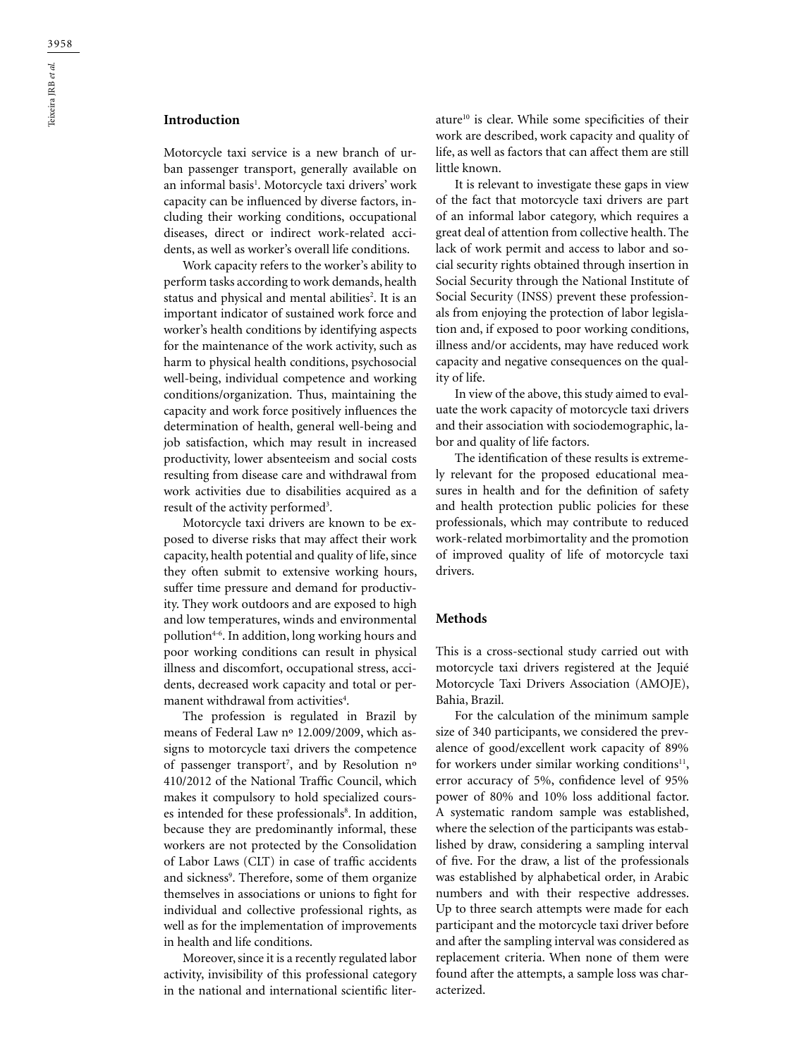## Introduction

Motorcycle taxi service is a new branch of urban passenger transport, generally available on an informal basis[1]. Motorcycle taxi drivers' work capacity can be influenced by diverse factors, including their working conditions, occupational diseases, direct or indirect work-related accidents, as well as worker's overall life conditions.

Work capacity refers to the worker's ability to perform tasks according to work demands, health status and physical and mental abilities[2]. It is an important indicator of sustained work force and worker's health conditions by identifying aspects for the maintenance of the work activity, such as harm to physical health conditions, psychosocial well-being, individual competence and working conditions/organization. Thus, maintaining the capacity and work force positively influences the determination of health, general well-being and job satisfaction, which may result in increased productivity, lower absenteeism and social costs resulting from disease care and withdrawal from work activities due to disabilities acquired as a result of the activity performed[3].

Motorcycle taxi drivers are known to be exposed to diverse risks that may affect their work capacity, health potential and quality of life, since they often submit to extensive working hours, suffer time pressure and demand for productivity. They work outdoors and are exposed to high and low temperatures, winds and environmental pollution[4-6]. In addition, long working hours and poor working conditions can result in physical illness and discomfort, occupational stress, accidents, decreased work capacity and total or permanent withdrawal from activities[4].

The profession is regulated in Brazil by means of Federal Law nº 12.009/2009, which assigns to motorcycle taxi drivers the competence of passenger transport[7], and by Resolution nº 410/2012 of the National Traffic Council, which makes it compulsory to hold specialized courses intended for these professionals[8]. In addition, because they are predominantly informal, these workers are not protected by the Consolidation of Labor Laws (CLT) in case of traffic accidents and sickness[9]. Therefore, some of them organize themselves in associations or unions to fight for individual and collective professional rights, as well as for the implementation of improvements in health and life conditions.

Moreover, since it is a recently regulated labor activity, invisibility of this professional category in the national and international scientific literature[10] is clear. While some specificities of their work are described, work capacity and quality of life, as well as factors that can affect them are still little known.

It is relevant to investigate these gaps in view of the fact that motorcycle taxi drivers are part of an informal labor category, which requires a great deal of attention from collective health. The lack of work permit and access to labor and social security rights obtained through insertion in Social Security through the National Institute of Social Security (INSS) prevent these professionals from enjoying the protection of labor legislation and, if exposed to poor working conditions, illness and/or accidents, may have reduced work capacity and negative consequences on the quality of life.

In view of the above, this study aimed to evaluate the work capacity of motorcycle taxi drivers and their association with sociodemographic, labor and quality of life factors.

The identification of these results is extremely relevant for the proposed educational measures in health and for the definition of safety and health protection public policies for these professionals, which may contribute to reduced work-related morbimortality and the promotion of improved quality of life of motorcycle taxi drivers.

## Methods

This is a cross-sectional study carried out with motorcycle taxi drivers registered at the Jequié Motorcycle Taxi Drivers Association (AMOJE), Bahia, Brazil.

For the calculation of the minimum sample size of 340 participants, we considered the prevalence of good/excellent work capacity of 89% for workers under similar working conditions[11], error accuracy of 5%, confidence level of 95% power of 80% and 10% loss additional factor. A systematic random sample was established, where the selection of the participants was established by draw, considering a sampling interval of five. For the draw, a list of the professionals was established by alphabetical order, in Arabic numbers and with their respective addresses. Up to three search attempts were made for each participant and the motorcycle taxi driver before and after the sampling interval was considered as replacement criteria. When none of them were found after the attempts, a sample loss was characterized.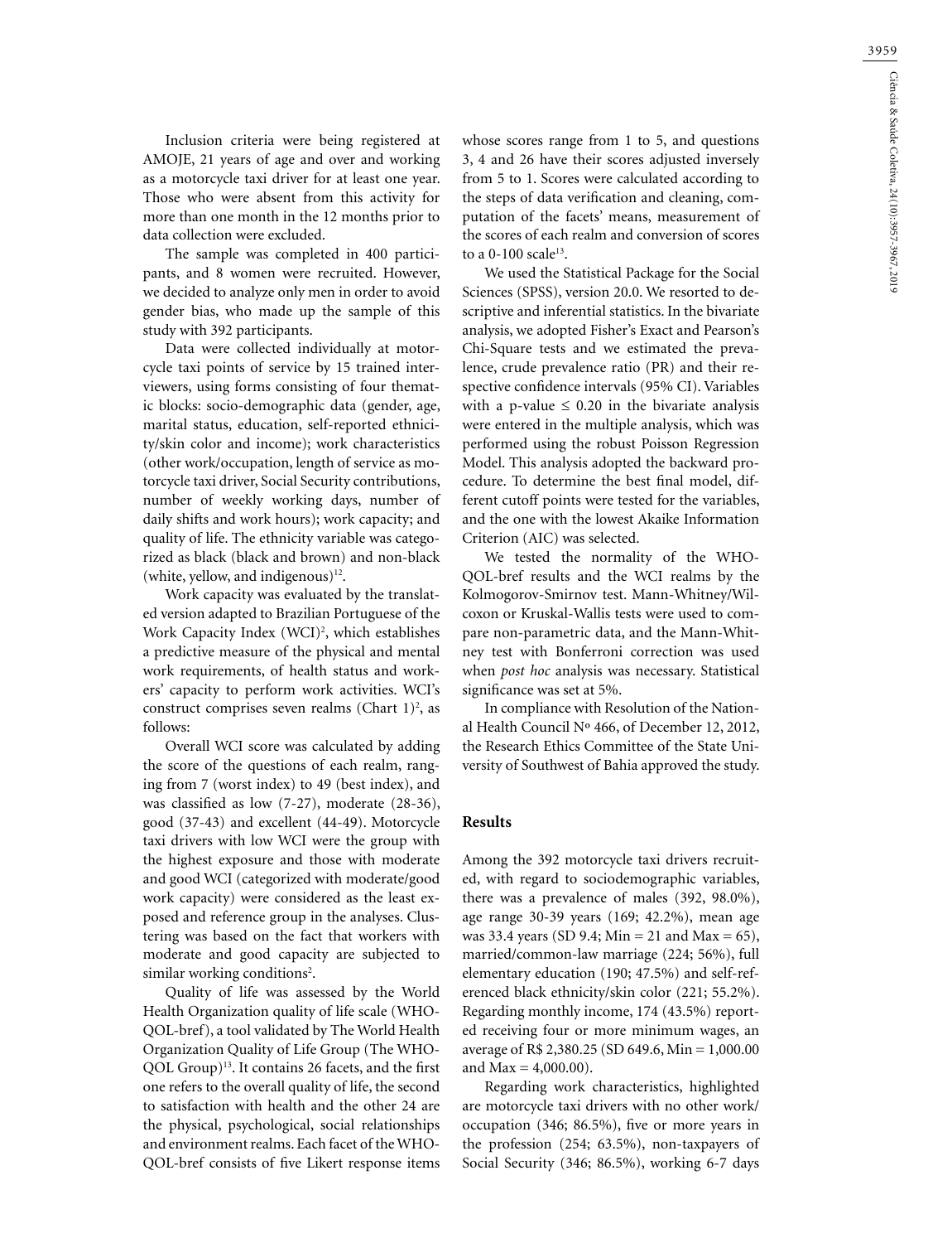Inclusion criteria were being registered at AMOJE, 21 years of age and over and working as a motorcycle taxi driver for at least one year. Those who were absent from this activity for more than one month in the 12 months prior to data collection were excluded.

The sample was completed in 400 participants, and 8 women were recruited. However, we decided to analyze only men in order to avoid gender bias, who made up the sample of this study with 392 participants.

Data were collected individually at motorcycle taxi points of service by 15 trained interviewers, using forms consisting of four thematic blocks: socio-demographic data (gender, age, marital status, education, self-reported ethnicity/skin color and income); work characteristics (other work/occupation, length of service as motorcycle taxi driver, Social Security contributions, number of weekly working days, number of daily shifts and work hours); work capacity; and quality of life. The ethnicity variable was categorized as black (black and brown) and non-black (white, yellow, and indigenous)[12].

Work capacity was evaluated by the translated version adapted to Brazilian Portuguese of the Work Capacity Index (WCI)[2], which establishes a predictive measure of the physical and mental work requirements, of health status and workers' capacity to perform work activities. WCI's construct comprises seven realms (Chart 1)[2], as follows:

Overall WCI score was calculated by adding the score of the questions of each realm, ranging from 7 (worst index) to 49 (best index), and was classified as low (7-27), moderate (28-36), good (37-43) and excellent (44-49). Motorcycle taxi drivers with low WCI were the group with the highest exposure and those with moderate and good WCI (categorized with moderate/good work capacity) were considered as the least exposed and reference group in the analyses. Clustering was based on the fact that workers with moderate and good capacity are subjected to similar working conditions[2].

Quality of life was assessed by the World Health Organization quality of life scale (WHOQOL-bref), a tool validated by The World Health Organization Quality of Life Group (The WHOQOL Group)[13]. It contains 26 facets, and the first one refers to the overall quality of life, the second to satisfaction with health and the other 24 are the physical, psychological, social relationships and environment realms. Each facet of the WHOQOL-bref consists of five Likert response items whose scores range from 1 to 5, and questions 3, 4 and 26 have their scores adjusted inversely from 5 to 1. Scores were calculated according to the steps of data verification and cleaning, computation of the facets' means, measurement of the scores of each realm and conversion of scores to a 0-100 scale[13].

We used the Statistical Package for the Social Sciences (SPSS), version 20.0. We resorted to descriptive and inferential statistics. In the bivariate analysis, we adopted Fisher's Exact and Pearson's Chi-Square tests and we estimated the prevalence, crude prevalence ratio (PR) and their respective confidence intervals (95% CI). Variables with a p-value $\leq$ 0.20 in the bivariate analysis were entered in the multiple analysis, which was performed using the robust Poisson Regression Model. This analysis adopted the backward procedure. To determine the best final model, different cutoff points were tested for the variables, and the one with the lowest Akaike Information Criterion (AIC) was selected.

We tested the normality of the WHOQOL-bref results and the WCI realms by the Kolmogorov-Smirnov test. Mann-Whitney/Wilcoxon or Kruskal-Wallis tests were used to compare non-parametric data, and the Mann-Whitney test with Bonferroni correction was used when *post hoc* analysis was necessary. Statistical significance was set at 5%.

In compliance with Resolution of the National Health Council Nº 466, of December 12, 2012, the Research Ethics Committee of the State University of Southwest of Bahia approved the study.

## Results

Among the 392 motorcycle taxi drivers recruited, with regard to sociodemographic variables, there was a prevalence of males (392, 98.0%), age range 30-39 years (169; 42.2%), mean age was 33.4 years (SD 9.4; Min = 21 and Max = 65), married/common-law marriage (224; 56%), full elementary education (190; 47.5%) and self-referenced black ethnicity/skin color (221; 55.2%). Regarding monthly income, 174 (43.5%) reported receiving four or more minimum wages, an average of R$ 2,380.25 (SD 649.6, Min = 1,000.00 and Max = 4,000.00).

Regarding work characteristics, highlighted are motorcycle taxi drivers with no other work/occupation (346; 86.5%), five or more years in the profession (254; 63.5%), non-taxpayers of Social Security (346; 86.5%), working 6-7 days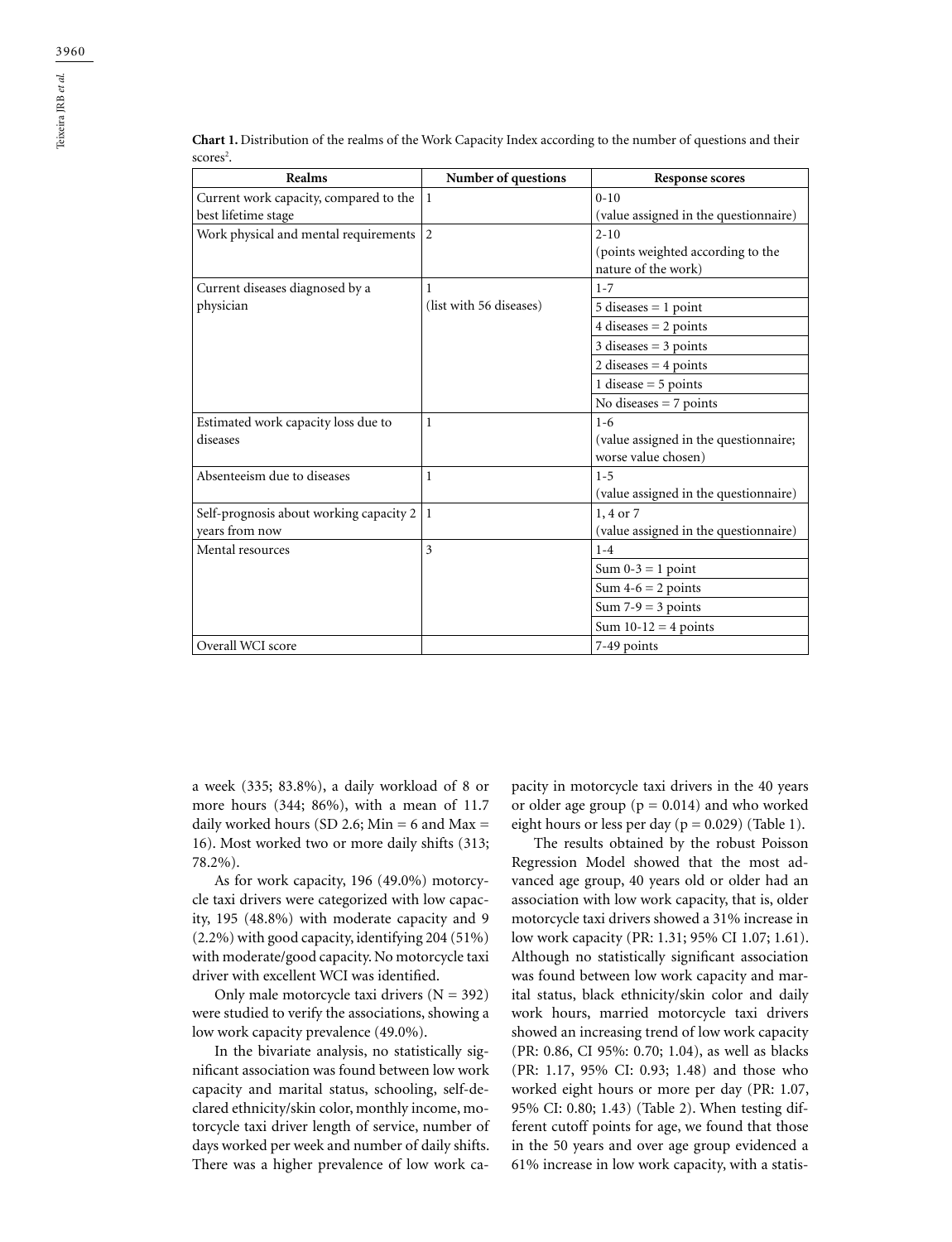**Chart 1.** Distribution of the realms of the Work Capacity Index according to the number of questions and their scores[2].

| Realms | Number of questions | Response scores |
|---|---|---|
| Current work capacity, compared to the best lifetime stage | 1 | 0-10 (value assigned in the questionnaire) |
| Work physical and mental requirements | 2 | 2-10 (points weighted according to the nature of the work) |
| Current diseases diagnosed by a physician | 1 (list with 56 diseases) | 1-7 |
| | | 5 diseases = 1 point |
| | | 4 diseases = 2 points |
| | | 3 diseases = 3 points |
| | | 2 diseases = 4 points |
| | | 1 disease = 5 points |
| | | No diseases = 7 points |
| Estimated work capacity loss due to diseases | 1 | 1-6 (value assigned in the questionnaire; worse value chosen) |
| Absenteeism due to diseases | 1 | 1-5 (value assigned in the questionnaire) |
| Self-prognosis about working capacity 2 years from now | 1 | 1, 4 or 7 (value assigned in the questionnaire) |
| Mental resources | 3 | 1-4 |
| | | Sum 0-3 = 1 point |
| | | Sum 4-6 = 2 points |
| | | Sum 7-9 = 3 points |
| | | Sum 10-12 = 4 points |
| Overall WCI score | | 7-49 points |

a week (335; 83.8%), a daily workload of 8 or more hours (344; 86%), with a mean of 11.7 daily worked hours (SD 2.6; Min = 6 and Max = 16). Most worked two or more daily shifts (313; 78.2%).

As for work capacity, 196 (49.0%) motorcycle taxi drivers were categorized with low capacity, 195 (48.8%) with moderate capacity and 9 (2.2%) with good capacity, identifying 204 (51%) with moderate/good capacity. No motorcycle taxi driver with excellent WCI was identified.

Only male motorcycle taxi drivers (N = 392) were studied to verify the associations, showing a low work capacity prevalence (49.0%).

In the bivariate analysis, no statistically significant association was found between low work capacity and marital status, schooling, self-declared ethnicity/skin color, monthly income, motorcycle taxi driver length of service, number of days worked per week and number of daily shifts. There was a higher prevalence of low work capacity in motorcycle taxi drivers in the 40 years or older age group ($p = 0.014$) and who worked eight hours or less per day ($p = 0.029$) (Table 1).

The results obtained by the robust Poisson Regression Model showed that the most advanced age group, 40 years old or older had an association with low work capacity, that is, older motorcycle taxi drivers showed a 31% increase in low work capacity (PR: 1.31; 95% CI 1.07; 1.61). Although no statistically significant association was found between low capacity and marital status, black ethnicity/skin color and daily work hours, married motorcycle taxi drivers showed an increasing trend of low work capacity (PR: 0.86, CI 95%: 0.70; 1.04), as well as blacks (PR: 1.17, 95% CI: 0.93; 1.48) and those who worked eight hours or more per day (PR: 1.07, 95% CI: 0.80; 1.43) (Table 2). When testing different cutoff points for age, we found that those in the 50 years and over age group evidenced a 61% increase in low work capacity, with a statis-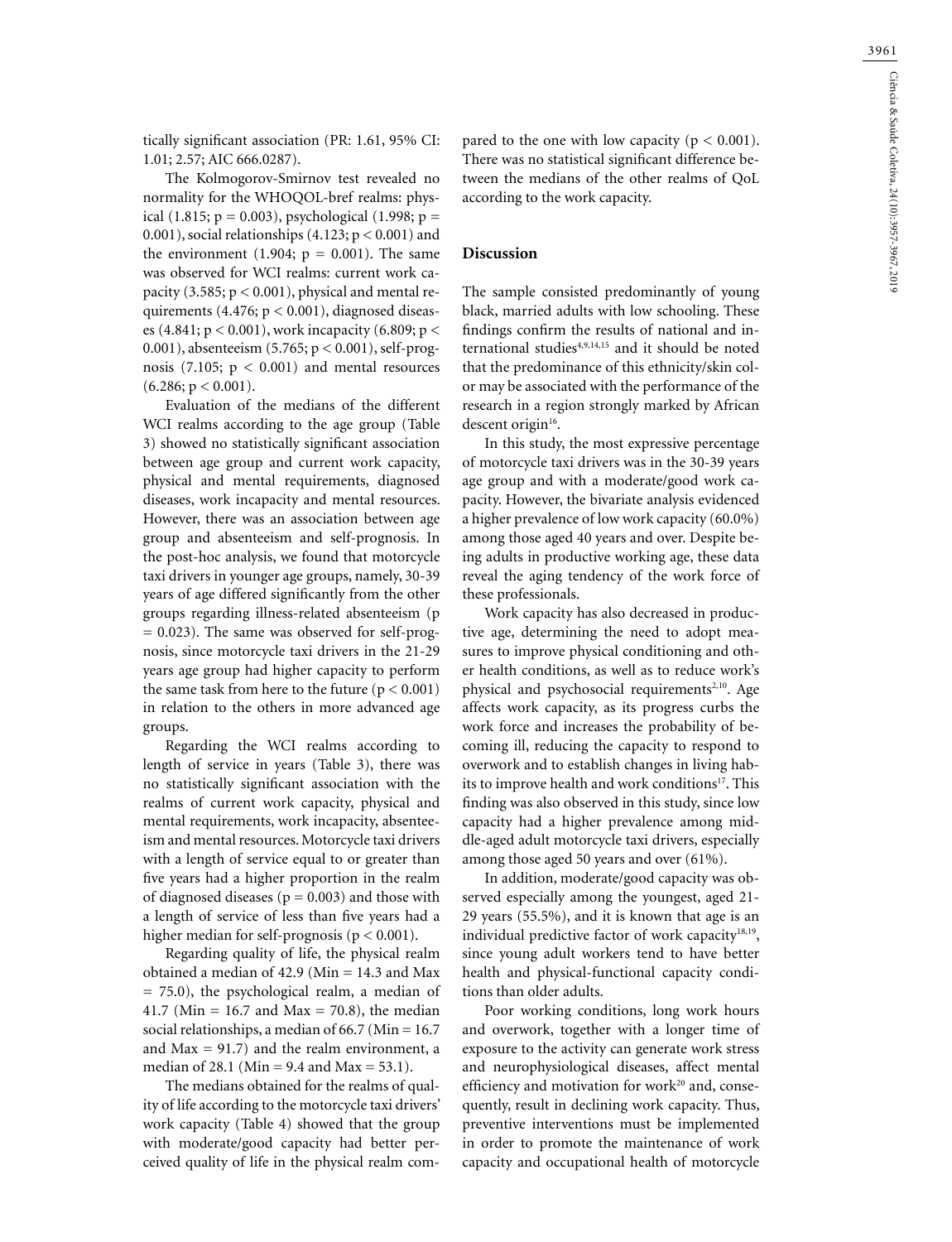tically significant association (PR: 1.61, 95% CI: 1.01; 2.57; AIC 666.0287).

The Kolmogorov-Smirnov test revealed no normality for the WHOQOL-bref realms: physical (1.815; $p = 0.003$), psychological (1.998; $p = 0.001$), social relationships (4.123; $p < 0.001$) and the environment (1.904; $p = 0.001$). The same was observed for WCI realms: current work capacity (3.585; $p < 0.001$), physical and mental requirements (4.476; $p < 0.001$), diagnosed diseases (4.841; $p < 0.001$), work incapacity (6.809; $p < 0.001$), absenteeism (5.765; $p < 0.001$), self-prognosis (7.105; $p < 0.001$) and mental resources (6.286; $p < 0.001$).

Evaluation of the medians of the different WCI realms according to the age group (Table 3) showed no statistically significant association between age group and current work capacity, physical and mental requirements, diagnosed diseases, work incapacity and mental resources. However, there was an association between age group and absenteeism and self-prognosis. In the post-hoc analysis, we found that motorcycle taxi drivers in younger age groups, namely, 30-39 years of age differed significantly from the other groups regarding illness-related absenteeism ($p = 0.023$). The same was observed for self-prognosis, since motorcycle taxi drivers in the 21-29 years age group had higher capacity to perform the same task from here to the future ($p < 0.001$) in relation to the others in more advanced age groups.

Regarding the WCI realms according to length of service in years (Table 3), there was no statistically significant association with the realms of current work capacity, physical and mental requirements, work incapacity, absenteeism and mental resources. Motorcycle taxi drivers with a length of service equal to or greater than five years had a higher proportion in the realm of diagnosed diseases ($p = 0.003$) and those with a length of service of less than five years had a higher median for self-prognosis ($p < 0.001$).

Regarding quality of life, the physical realm obtained a median of 42.9 (Min = 14.3 and Max = 75.0), the psychological realm, a median of 41.7 (Min = 16.7 and Max = 70.8), the median social relationships, a median of 66.7 (Min = 16.7 and Max = 91.7) and the realm environment, a median of 28.1 (Min = 9.4 and Max = 53.1).

The medians obtained for the realms of quality of life according to the motorcycle taxi drivers' work capacity (Table 4) showed that the group with moderate/good capacity had better perceived quality of life in the physical realm compared to the one with low capacity ($p < 0.001$). There was no statistical significant difference between the medians of the other realms of QoL according to the work capacity.

## Discussion

The sample consisted predominantly of young black, married adults with low schooling. These findings confirm the results of national and international studies[4,9,14,15] and it should be noted that the predominance of this ethnicity/skin color may be associated with the performance of the research in a region strongly marked by African descent origin[16].

In this study, the most expressive percentage of motorcycle taxi drivers was in the 30-39 years age group and with a moderate/good work capacity. However, the bivariate analysis evidenced a higher prevalence of low work capacity (60.0%) among those aged 40 years and over. Despite being adults in productive working age, these data reveal the aging tendency of the work force of these professionals.

Work capacity has also decreased in productive age, determining the need to adopt measures to improve physical conditioning and other health conditions, as well as to reduce work's physical and psychosocial requirements[2,10]. Age affects work capacity, as its progress curbs the work force and increases the probability of becoming ill, reducing the capacity to respond to overwork and to establish changes in living habits to improve health and work conditions[17]. This finding was also observed in this study, since low capacity had a higher prevalence among middle-aged adult motorcycle taxi drivers, especially among those aged 50 years and over (61%).

In addition, moderate/good capacity was observed especially among the youngest, aged 21-29 years (55.5%), and it is known that age is an individual predictive factor of work capacity[18,19], since young adult workers tend to have better health and physical-functional capacity conditions than older adults.

Poor working conditions, long work hours and overwork, together with a longer time of exposure to the activity can generate work stress and neurophysiological diseases, affect mental efficiency and motivation for work[20] and, consequently, result in declining work capacity. Thus, preventive interventions must be implemented in order to promote the maintenance of work capacity and occupational health of motorcycle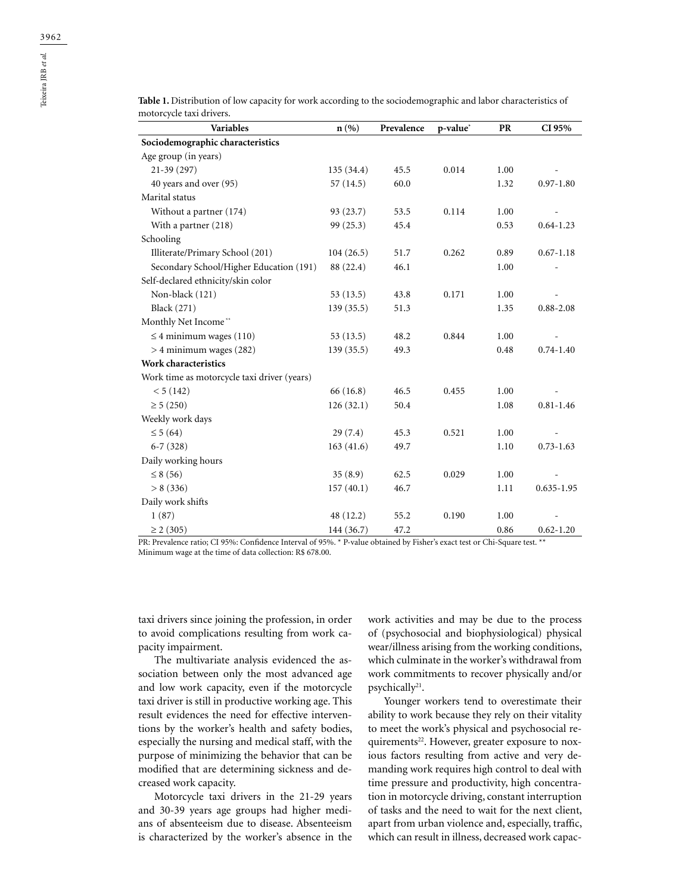**Table 1.** Distribution of low capacity for work according to the sociodemographic and labor characteristics of motorcycle taxi drivers.

| Variables | n (%) | Prevalence | p-value* | PR | CI 95% |
|---|---|---|---|---|---|
| **Sociodemographic characteristics** | | | | | |
| Age group (in years) | | | | | |
| 21-39 (297) | 135 (34.4) | 45.5 | 0.014 | 1.00 | - |
| 40 years and over (95) | 57 (14.5) | 60.0 | | 1.32 | 0.97-1.80 |
| Marital status | | | | | |
| Without a partner (174) | 93 (23.7) | 53.5 | 0.114 | 1.00 | - |
| With a partner (218) | 99 (25.3) | 45.4 | | 0.53 | 0.64-1.23 |
| Schooling | | | | | |
| Illiterate/Primary School (201) | 104 (26.5) | 51.7 | 0.262 | 0.89 | 0.67-1.18 |
| Secondary School/Higher Education (191) | 88 (22.4) | 46.1 | | 1.00 | - |
| Self-declared ethnicity/skin color | | | | | |
| Non-black (121) | 53 (13.5) | 43.8 | 0.171 | 1.00 | - |
| Black (271) | 139 (35.5) | 51.3 | | 1.35 | 0.88-2.08 |
| Monthly Net Income** | | | | | |
| ≤ 4 minimum wages (110) | 53 (13.5) | 48.2 | 0.844 | 1.00 | - |
| > 4 minimum wages (282) | 139 (35.5) | 49.3 | | 0.48 | 0.74-1.40 |
| **Work characteristics** | | | | | |
| Work time as motorcycle taxi driver (years) | | | | | |
| < 5 (142) | 66 (16.8) | 46.5 | 0.455 | 1.00 | - |
| ≥ 5 (250) | 126 (32.1) | 50.4 | | 1.08 | 0.81-1.46 |
| Weekly work days | | | | | |
| ≤ 5 (64) | 29 (7.4) | 45.3 | 0.521 | 1.00 | - |
| 6-7 (328) | 163 (41.6) | 49.7 | | 1.10 | 0.73-1.63 |
| Daily working hours | | | | | |
| ≤ 8 (56) | 35 (8.9) | 62.5 | 0.029 | 1.00 | - |
| > 8 (336) | 157 (40.1) | 46.7 | | 1.11 | 0.635-1.95 |
| Daily work shifts | | | | | |
| 1 (87) | 48 (12.2) | 55.2 | 0.190 | 1.00 | - |
| ≥ 2 (305) | 144 (36.7) | 47.2 | | 0.86 | 0.62-1.20 |

PR: Prevalence ratio; CI 95%: Confidence Interval of 95%. * P-value obtained by Fisher's exact test or Chi-Square test. ** Minimum wage at the time of data collection: R$ 678.00.

taxi drivers since joining the profession, in order to avoid complications resulting from work capacity impairment.

The multivariate analysis evidenced the association between only the most advanced age and low work capacity, even if the motorcycle taxi driver is still in productive working age. This result evidences the need for effective interventions by the worker's health and safety bodies, especially the nursing and medical staff, with the purpose of minimizing the behavior that can be modified that are determining sickness and decreased work capacity.

Motorcycle taxi drivers in the 21-29 years and 30-39 years age groups had higher medians of absenteeism due to disease. Absenteeism is characterized by the worker's absence in the work activities and may be due to the process of (psychosocial and biophysiological) physical wear/illness arising from the working conditions, which culminate in the worker's withdrawal from work commitments to recover physically and/or psychically[21].

Younger workers tend to overestimate their ability to work because they rely on their vitality to meet the work's physical and psychosocial requirements[22]. However, greater exposure to noxious factors resulting from active and very demanding work requires high control to deal with time pressure and productivity, high concentration in motorcycle driving, constant interruption of tasks and the need to wait for the next client, apart from urban violence and, especially, traffic, which can result in illness, decreased work capac-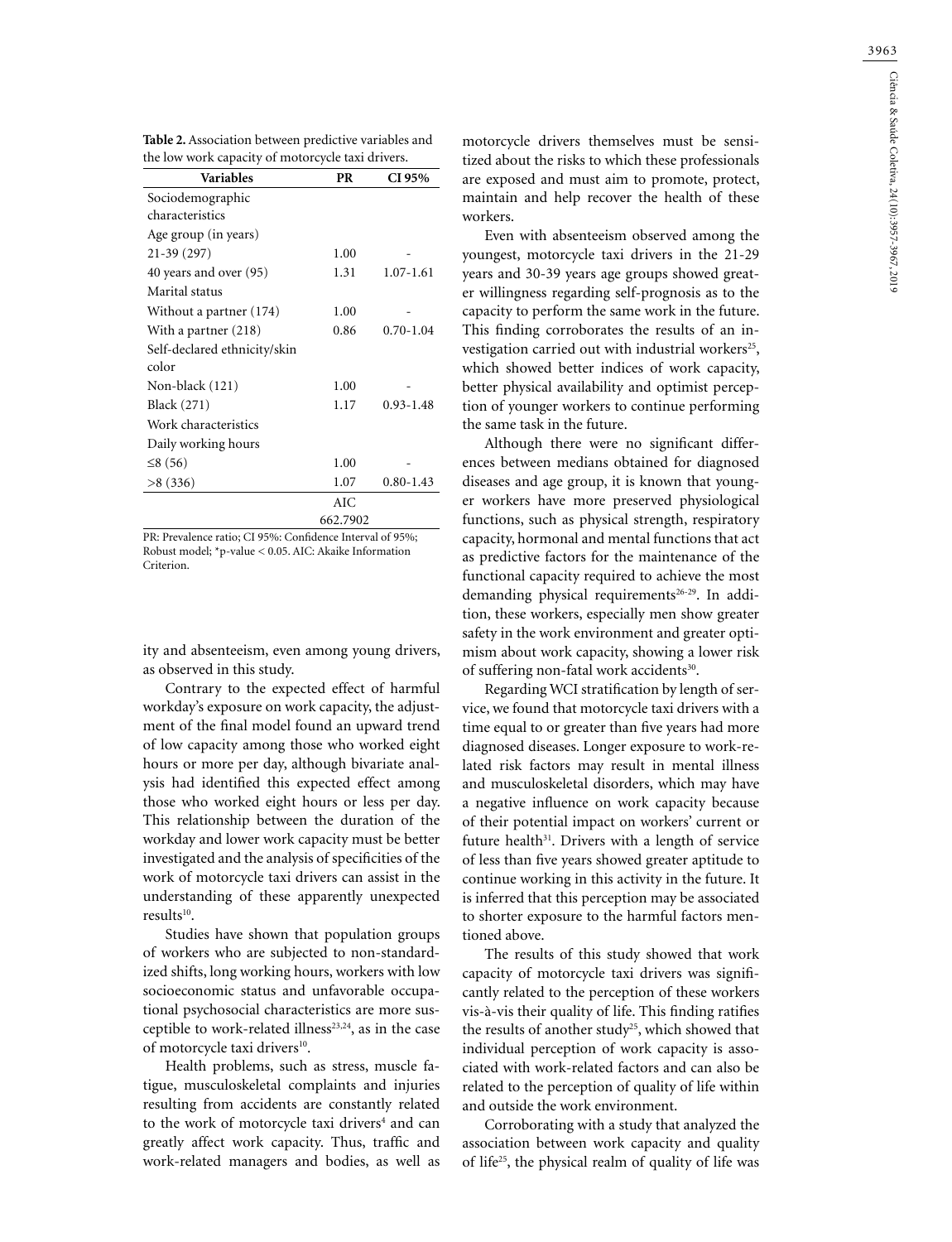**Table 2.** Association between predictive variables and the low work capacity of motorcycle taxi drivers.

| Variables | PR | CI 95% |
|---|---|---|
| Sociodemographic characteristics | | |
| Age group (in years) | | |
| 21-39 (297) | 1.00 | - |
| 40 years and over (95) | 1.31 | 1.07-1.61 |
| Marital status | | |
| Without a partner (174) | 1.00 | - |
| With a partner (218) | 0.86 | 0.70-1.04 |
| Self-declared ethnicity/skin color | | |
| Non-black (121) | 1.00 | - |
| Black (271) | 1.17 | 0.93-1.48 |
| Work characteristics | | |
| Daily working hours | | |
| ≤8 (56) | 1.00 | - |
| >8 (336) | 1.07 | 0.80-1.43 |
| | AIC 662.7902 | |

PR: Prevalence ratio; CI 95%: Confidence Interval of 95%; Robust model; *p-value < 0.05. AIC: Akaike Information Criterion.

ity and absenteeism, even among young drivers, as observed in this study.

Contrary to the expected effect of harmful workday's exposure on work capacity, the adjustment of the final model found an upward trend of low capacity among those who worked eight hours or more per day, although bivariate analysis had identified this expected effect among those who worked eight hours or less per day. This relationship between the duration of the workday and lower work capacity must be better investigated and the analysis of specificities of the work of motorcycle taxi drivers can assist in the understanding of these apparently unexpected results[10].

Studies have shown that population groups of workers who are subjected to non-standardized shifts, long working hours, workers with low socioeconomic status and unfavorable occupational psychosocial characteristics are more susceptible to work-related illness[23,24], as in the case of motorcycle taxi drivers[10].

Health problems, such as stress, muscle fatigue, musculoskeletal complaints and injuries resulting from accidents are constantly related to the work of motorcycle taxi drivers[4] and can greatly affect work capacity. Thus, traffic and work-related managers and bodies, as well as motorcycle drivers themselves must be sensitized about the risks to which these professionals are exposed and must aim to promote, protect, maintain and help recover the health of these workers.

Even with absenteeism observed among the youngest, motorcycle taxi drivers in the 21-29 years and 30-39 years age groups showed greater willingness regarding self-prognosis as to the capacity to perform the same work in the future. This finding corroborates the results of an investigation carried out with industrial workers[25], which showed better indices of work capacity, better physical availability and optimist perception of younger workers to continue performing the same task in the future.

Although there were no significant differences between medians obtained for diagnosed diseases and age group, it is known that younger workers have more preserved physiological functions, such as physical strength, respiratory capacity, hormonal and mental functions that act as predictive factors for the maintenance of the functional capacity required to achieve the most demanding physical requirements[26-29]. In addition, these workers, especially men show greater safety in the work environment and greater optimism about work capacity, showing a lower risk of suffering non-fatal work accidents[30].

Regarding WCI stratification by length of service, we found that motorcycle taxi drivers with a time equal to or greater than five years had more diagnosed diseases. Longer exposure to work-related risk factors may result in mental illness and musculoskeletal disorders, which may have a negative influence on work capacity because of their potential impact on workers' current or future health[31]. Drivers with a length of service of less than five years showed greater aptitude to continue working in this activity in the future. It is inferred that this perception may be associated to shorter exposure to the harmful factors mentioned above.

The results of this study showed that work capacity of motorcycle taxi drivers was significantly related to the perception of these workers vis-à-vis their quality of life. This finding ratifies the results of another study[25], which showed that individual perception of work capacity is associated with work-related factors and can also be related to the perception of quality of life within and outside the work environment.

Corroborating with a study that analyzed the association between work capacity and quality of life[25], the physical realm of quality of life was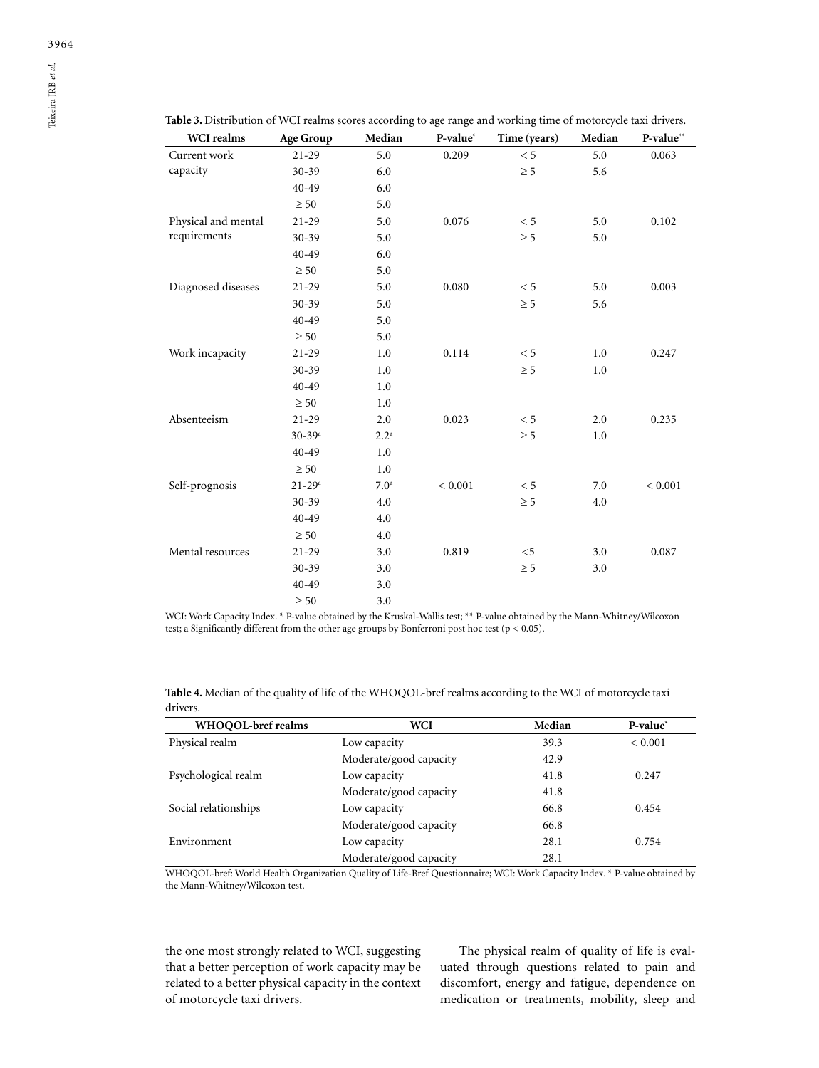**Table 3.** Distribution of WCI realms scores according to age range and working time of motorcycle taxi drivers.

| WCI realms | Age Group | Median | P-value* | Time (years) | Median | P-value** |
|---|---|---|---|---|---|---|
| Current work capacity | 21-29 | 5.0 | 0.209 | < 5 | 5.0 | 0.063 |
| | 30-39 | 6.0 | | ≥ 5 | 5.6 | |
| | 40-49 | 6.0 | | | | |
| | ≥ 50 | 5.0 | | | | |
| Physical and mental requirements | 21-29 | 5.0 | 0.076 | < 5 | 5.0 | 0.102 |
| | 30-39 | 5.0 | | ≥ 5 | 5.0 | |
| | 40-49 | 6.0 | | | | |
| | ≥ 50 | 5.0 | | | | |
| Diagnosed diseases | 21-29 | 5.0 | 0.080 | < 5 | 5.0 | 0.003 |
| | 30-39 | 5.0 | | ≥ 5 | 5.6 | |
| | 40-49 | 5.0 | | | | |
| | ≥ 50 | 5.0 | | | | |
| Work incapacity | 21-29 | 1.0 | 0.114 | < 5 | 1.0 | 0.247 |
| | 30-39 | 1.0 | | ≥ 5 | 1.0 | |
| | 40-49 | 1.0 | | | | |
| | ≥ 50 | 1.0 | | | | |
| Absenteeism | 21-29 | 2.0 | 0.023 | < 5 | 2.0 | 0.235 |
| | 30-39[a] | 2.2[a] | | ≥ 5 | 1.0 | |
| | 40-49 | 1.0 | | | | |
| | ≥ 50 | 1.0 | | | | |
| Self-prognosis | 21-29[a] | 7.0[a] | < 0.001 | < 5 | 7.0 | < 0.001 |
| | 30-39 | 4.0 | | ≥ 5 | 4.0 | |
| | 40-49 | 4.0 | | | | |
| | ≥ 50 | 4.0 | | | | |
| Mental resources | 21-29 | 3.0 | 0.819 | <5 | 3.0 | 0.087 |
| | 30-39 | 3.0 | | ≥ 5 | 3.0 | |
| | 40-49 | 3.0 | | | | |
| | ≥ 50 | 3.0 | | | | |

WCI: Work Capacity Index. * P-value obtained by the Kruskal-Wallis test; ** P-value obtained by the Mann-Whitney/Wilcoxon test; a Significantly different from the other age groups by Bonferroni post hoc test ($p < 0.05$).

**Table 4.** Median of the quality of life of the WHOQOL-bref realms according to the WCI of motorcycle taxi drivers.

| WHOQOL-bref realms | WCI | Median | P-value* |
|---|---|---|---|
| Physical realm | Low capacity | 39.3 | < 0.001 |
| | Moderate/good capacity | 42.9 | |
| Psychological realm | Low capacity | 41.8 | 0.247 |
| | Moderate/good capacity | 41.8 | |
| Social relationships | Low capacity | 66.8 | 0.454 |
| | Moderate/good capacity | 66.8 | |
| Environment | Low capacity | 28.1 | 0.754 |
| | Moderate/good capacity | 28.1 | |

WHOQOL-bref: World Health Organization Quality of Life-Bref Questionnaire; WCI: Work Capacity Index. * P-value obtained by the Mann-Whitney/Wilcoxon test.

the one most strongly related to WCI, suggesting that a better perception of work capacity may be related to a better physical capacity in the context of motorcycle taxi drivers.

The physical realm of quality of life is evaluated through questions related to pain and discomfort, energy and fatigue, dependence on medication or treatments, mobility, sleep and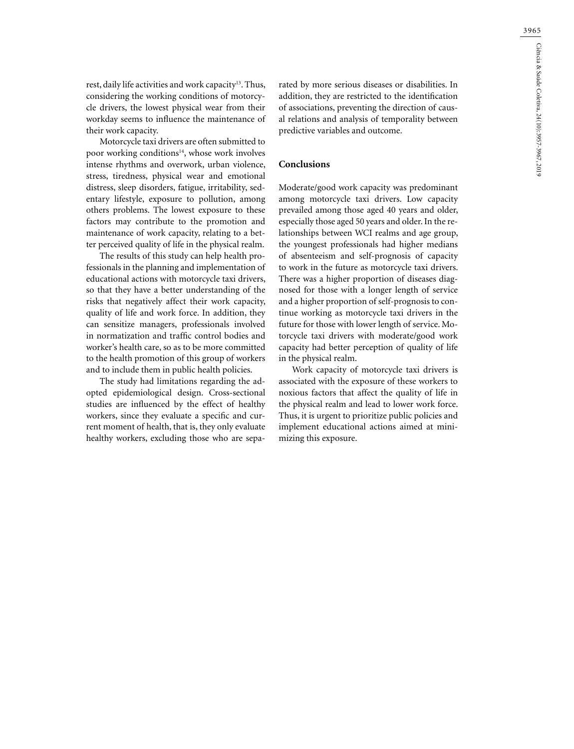rest, daily life activities and work capacity[13]. Thus, considering the working conditions of motorcycle drivers, the lowest physical wear from their workday seems to influence the maintenance of their work capacity.

Motorcycle taxi drivers are often submitted to poor working conditions[14], whose work involves intense rhythms and overwork, urban violence, stress, tiredness, physical wear and emotional distress, sleep disorders, fatigue, irritability, sedentary lifestyle, exposure to pollution, among others problems. The lowest exposure to these factors may contribute to the promotion and maintenance of work capacity, relating to a better perceived quality of life in the physical realm.

The results of this study can help health professionals in the planning and implementation of educational actions with motorcycle taxi drivers, so that they have a better understanding of the risks that negatively affect their work capacity, quality of life and work force. In addition, they can sensitize managers, professionals involved in normatization and traffic control bodies and worker's health care, so as to be more committed to the health promotion of this group of workers and to include them in public health policies.

The study had limitations regarding the adopted epidemiological design. Cross-sectional studies are influenced by the effect of healthy workers, since they evaluate a specific and current moment of health, that is, they only evaluate healthy workers, excluding those who are separated by more serious diseases or disabilities. In addition, they are restricted to the identification of associations, preventing the direction of causal relations and analysis of temporality between predictive variables and outcome.

## Conclusions

Moderate/good work capacity was predominant among motorcycle taxi drivers. Low capacity prevailed among those aged 40 years and older, especially those aged 50 years and older. In the relationships between WCI realms and age group, the youngest professionals had higher medians of absenteeism and self-prognosis of capacity to work in the future as motorcycle taxi drivers. There was a higher proportion of diseases diagnosed for those with a longer length of service and a higher proportion of self-prognosis to continue working as motorcycle taxi drivers in the future for those with lower length of service. Motorcycle taxi drivers with moderate/good work capacity had better perception of quality of life in the physical realm.

Work capacity of motorcycle taxi drivers is associated with the exposure of these workers to noxious factors that affect the quality of life in the physical realm and lead to lower work force. Thus, it is urgent to prioritize public policies and implement educational actions aimed at minimizing this exposure.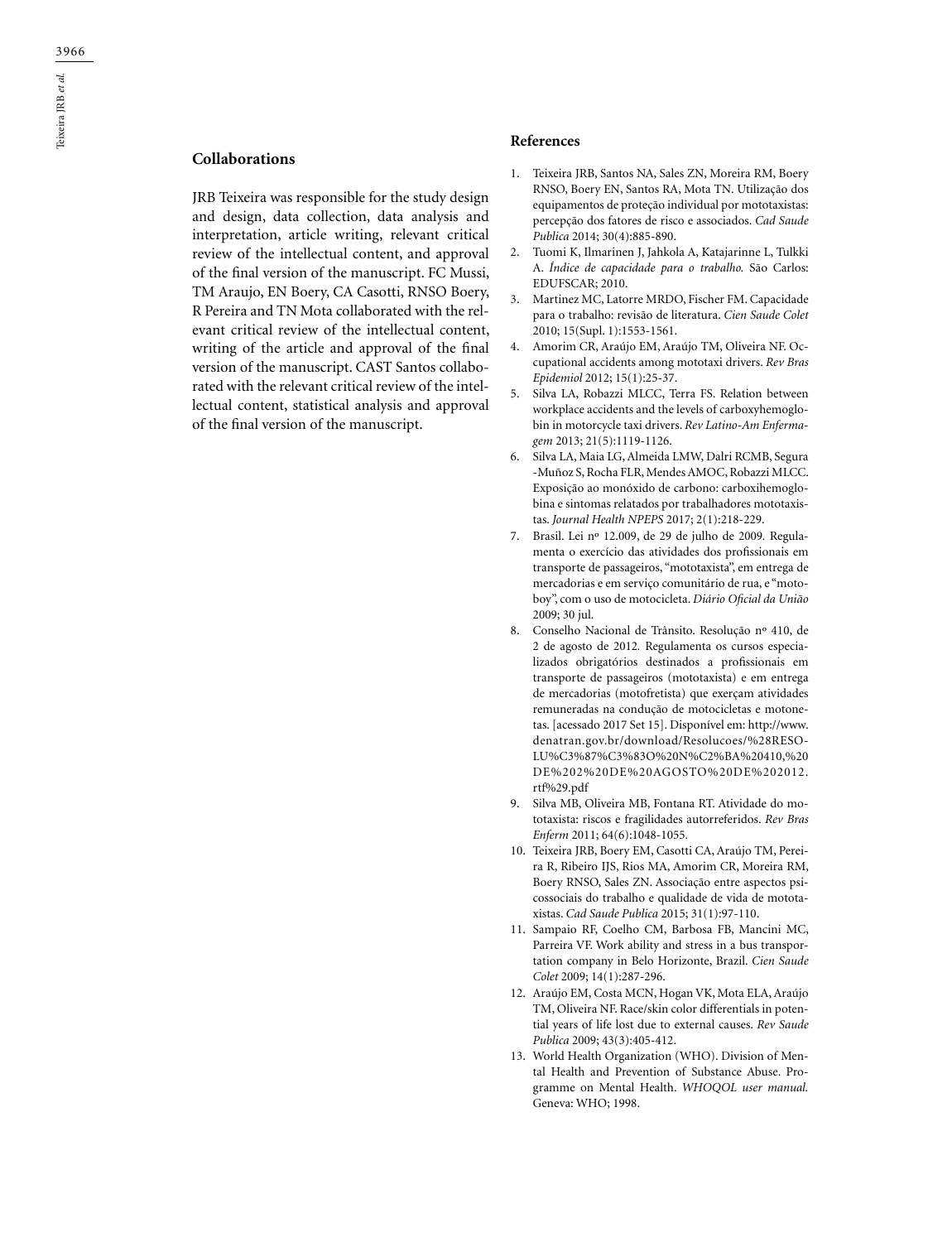## Collaborations

JRB Teixeira was responsible for the study design and design, data collection, data analysis and interpretation, article writing, relevant critical review of the intellectual content, and approval of the final version of the manuscript. FC Mussi, TM Araujo, EN Boery, CA Casotti, RNSO Boery, R Pereira and TN Mota collaborated with the relevant critical review of the intellectual content, writing of the article and approval of the final version of the manuscript. CAST Santos collaborated with the relevant critical review of the intellectual content, statistical analysis and approval of the final version of the manuscript.

## References

1. Teixeira JRB, Santos NA, Sales ZN, Moreira RM, Boery RNSO, Boery EN, Santos RA, Mota TN. Utilização dos equipamentos de proteção individual por mototaxistas: percepção dos fatores de risco e associados. *Cad Saude Publica* 2014; 30(4):885-890.
2. Tuomi K, Ilmarinen J, Jahkola A, Katajarinne L, Tulkki A. *Índice de capacidade para o trabalho.* São Carlos: EDUFSCAR; 2010.
3. Martinez MC, Latorre MRDO, Fischer FM. Capacidade para o trabalho: revisão de literatura. *Cien Saude Colet* 2010; 15(Supl. 1):1553-1561.
4. Amorim CR, Araújo EM, Araújo TM, Oliveira NF. Occupational accidents among mototaxi drivers. *Rev Bras Epidemiol* 2012; 15(1):25-37.
5. Silva LA, Robazzi MLCC, Terra FS. Relation between workplace accidents and the levels of carboxyhemoglobin in motorcycle taxi drivers. *Rev Latino-Am Enfermagem* 2013; 21(5):1119-1126.
6. Silva LA, Maia LG, Almeida LMW, Dalri RCMB, Segura-Muñoz S, Rocha FLR, Mendes AMOC, Robazzi MLCC. Exposição ao monóxido de carbono: carboxihemoglobina e sintomas relatados por trabalhadores mototaxistas. *Journal Health NPEPS* 2017; 2(1):218-229.
7. Brasil. Lei nº 12.009, de 29 de julho de 2009. Regulamenta o exercício das atividades dos profissionais em transporte de passageiros, "mototaxista", em entrega de mercadorias e em serviço comunitário de rua, e "motoboy", com o uso de motocicleta. *Diário Oficial da União* 2009; 30 jul.
8. Conselho Nacional de Trânsito. Resolução nº 410, de 2 de agosto de 2012. Regulamenta os cursos especializados obrigatórios destinados a profissionais em transporte de passageiros (mototaxista) e em entrega de mercadorias (motofretista) que exerçam atividades remuneradas na condução de motocicletas e motonetas. [acessado 2017 Set 15]. Disponível em: http://www.denatran.gov.br/download/Resolucoes/%28RESOLU%C3%87%C3%83O%20N%C2%BA%20410,%20DE%202%20DE%20AGOSTO%20DE%202012.rtf%29.pdf
9. Silva MB, Oliveira MB, Fontana RT. Atividade do mototaxista: riscos e fragilidades autorreferidos. *Rev Bras Enferm* 2011; 64(6):1048-1055.
10. Teixeira JRB, Boery EM, Casotti CA, Araújo TM, Pereira R, Ribeiro IJS, Rios MA, Amorim CR, Moreira RM, Boery RNSO, Sales ZN. Associação entre aspectos psicossociais do trabalho e qualidade de vida de mototaxistas. *Cad Saude Publica* 2015; 31(1):97-110.
11. Sampaio RF, Coelho CM, Barbosa FB, Mancini MC, Parreira VF. Work ability and stress in a bus transportation company in Belo Horizonte, Brazil. *Cien Saude Colet* 2009; 14(1):287-296.
12. Araújo EM, Costa MCN, Hogan VK, Mota ELA, Araújo TM, Oliveira NF. Race/skin color differentials in potential years of life lost due to external causes. *Rev Saude Publica* 2009; 43(3):405-412.
13. World Health Organization (WHO). Division of Mental Health and Prevention of Substance Abuse. Programme on Mental Health. *WHOQOL user manual.* Geneva: WHO; 1998.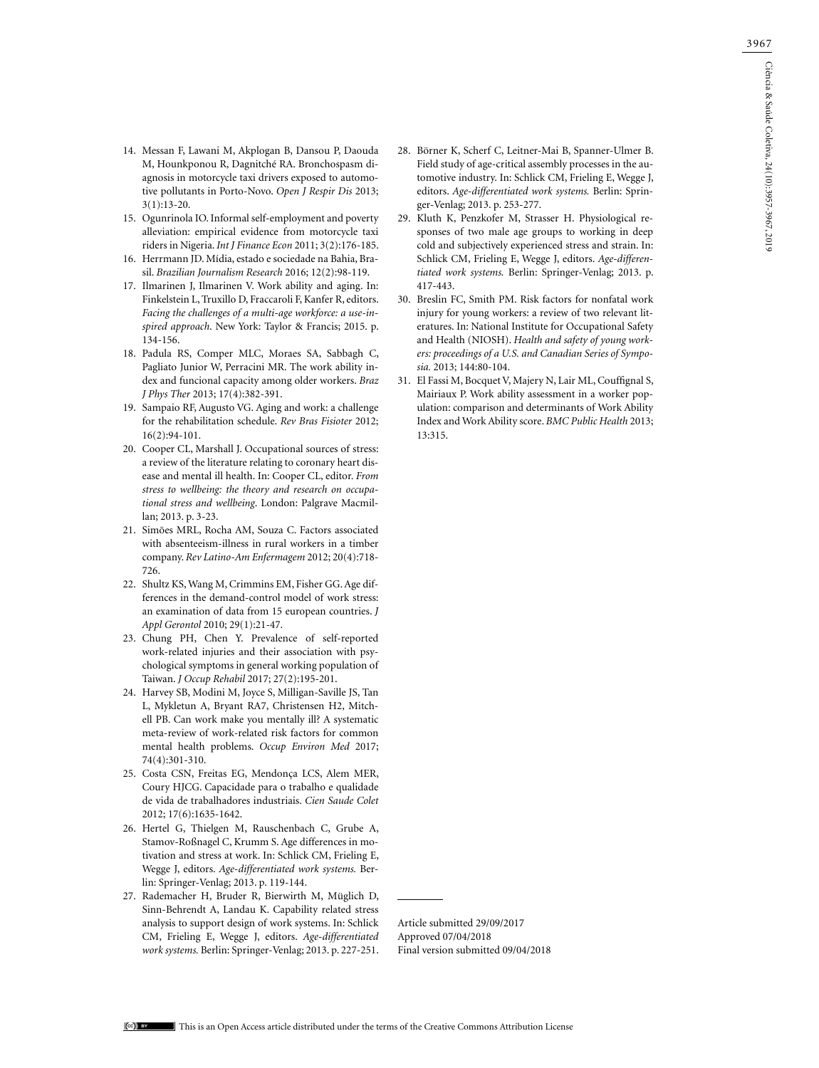14. Messan F, Lawani M, Akplogan B, Dansou P, Daouda M, Hounkponou R, Dagnitché RA. Bronchospasm diagnosis in motorcycle taxi drivers exposed to automotive pollutants in Porto-Novo. *Open J Respir Dis* 2013; 3(1):13-20.
15. Ogunrinola IO. Informal self-employment and poverty alleviation: empirical evidence from motorcycle taxi riders in Nigeria. *Int J Finance Econ* 2011; 3(2):176-185.
16. Herrmann JD. Mídia, estado e sociedade na Bahia, Brasil. *Brazilian Journalism Research* 2016; 12(2):98-119.
17. Ilmarinen J, Ilmarinen V. Work ability and aging. In: Finkelstein L, Truxillo D, Fraccaroli F, Kanfer R, editors. *Facing the challenges of a multi-age workforce: a use-inspired approach*. New York: Taylor & Francis; 2015. p. 134-156.
18. Padula RS, Comper MLC, Moraes SA, Sabbagh C, Pagliato Junior W, Perracini MR. The work ability index and funcional capacity among older workers. *Braz J Phys Ther* 2013; 17(4):382-391.
19. Sampaio RF, Augusto VG. Aging and work: a challenge for the rehabilitation schedule. *Rev Bras Fisioter* 2012; 16(2):94-101.
20. Cooper CL, Marshall J. Occupational sources of stress: a review of the literature relating to coronary heart disease and mental ill health. In: Cooper CL, editor. *From stress to wellbeing: the theory and research on occupational stress and wellbeing*. London: Palgrave Macmillan; 2013. p. 3-23.
21. Simões MRL, Rocha AM, Souza C. Factors associated with absenteeism-illness in rural workers in a timber company. *Rev Latino-Am Enfermagem* 2012; 20(4):718-726.
22. Shultz KS, Wang M, Crimmins EM, Fisher GG. Age differences in the demand-control model of work stress: an examination of data from 15 european countries. *J Appl Gerontol* 2010; 29(1):21-47.
23. Chung PH, Chen Y. Prevalence of self-reported work-related injuries and their association with psychological symptoms in general working population of Taiwan. *J Occup Rehabil* 2017; 27(2):195-201.
24. Harvey SB, Modini M, Joyce S, Milligan-Saville JS, Tan L, Mykletun A, Bryant RA7, Christensen H2, Mitchell PB. Can work make you mentally ill? A systematic meta-review of work-related risk factors for common mental health problems. *Occup Environ Med* 2017; 74(4):301-310.
25. Costa CSN, Freitas EG, Mendonça LCS, Alem MER, Coury HJCG. Capacidade para o trabalho e qualidade de vida de trabalhadores industriais. *Cien Saude Colet* 2012; 17(6):1635-1642.
26. Hertel G, Thielgen M, Rauschenbach C, Grube A, Stamov-Roßnagel C, Krumm S. Age differences in motivation and stress at work. In: Schlick CM, Frieling E, Wegge J, editors. *Age-differentiated work systems.* Berlin: Springer-Venlag; 2013. p. 119-144.
27. Rademacher H, Bruder R, Bierwirth M, Müglich D, Sinn-Behrendt A, Landau K. Capability related stress analysis to support design of work systems. In: Schlick CM, Frieling E, Wegge J, editors. *Age-differentiated work systems.* Berlin: Springer-Venlag; 2013. p. 227-251.
28. Börner K, Scherf C, Leitner-Mai B, Spanner-Ulmer B. Field study of age-critical assembly processes in the automotive industry. In: Schlick CM, Frieling E, Wegge J, editors. *Age-differentiated work systems.* Berlin: Springer-Venlag; 2013. p. 253-277.
29. Kluth K, Penzkofer M, Strasser H. Physiological responses of two male age groups to working in deep cold and subjectively experienced stress and strain. In: Schlick CM, Frieling E, Wegge J, editors. *Age-differentiated work systems.* Berlin: Springer-Venlag; 2013. p. 417-443.
30. Breslin FC, Smith PM. Risk factors for nonfatal work injury for young workers: a review of two relevant literatures. In: National Institute for Occupational Safety and Health (NIOSH). *Health and safety of young workers: proceedings of a U.S. and Canadian Series of Symposia.* 2013; 144:80-104.
31. El Fassi M, Bocquet V, Majery N, Lair ML, Couffignal S, Mairiaux P. Work ability assessment in a worker population: comparison and determinants of Work Ability Index and Work Ability score. *BMC Public Health* 2013; 13:315.

Article submitted 29/09/2017
Approved 07/04/2018
Final version submitted 09/04/2018

This is an Open Access article distributed under the terms of the Creative Commons Attribution License